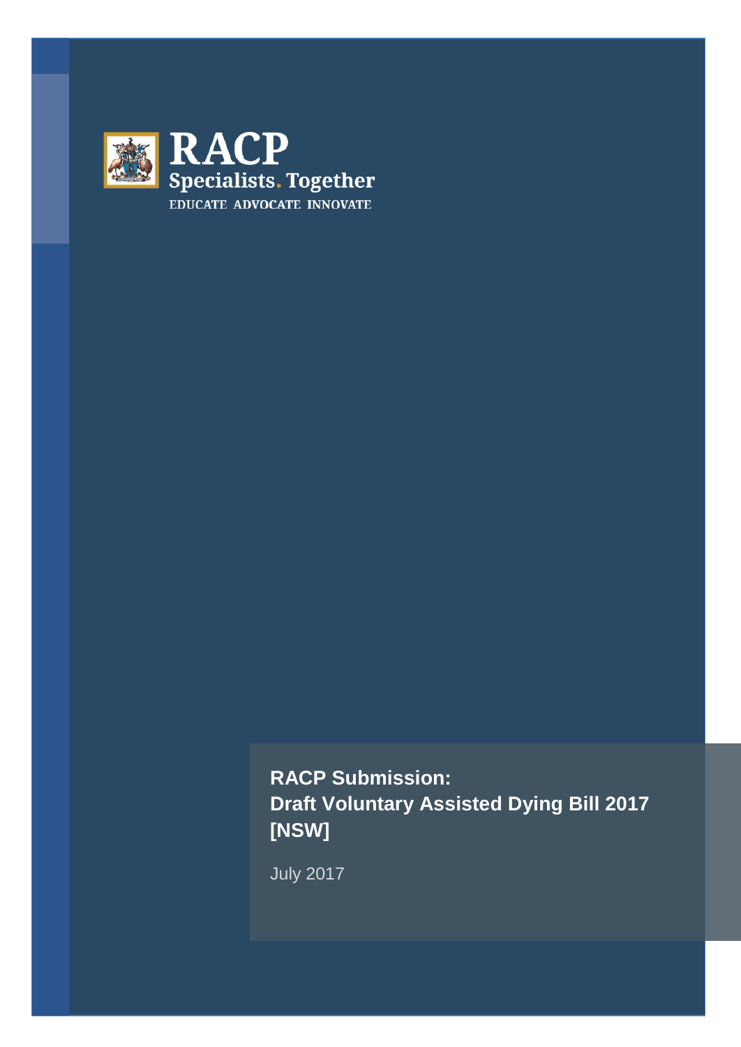RACP

Specialists. Together

EDUCATE ADVOCATE INNOVATE

# RACP Submission: Draft Voluntary Assisted Dying Bill 2017 [NSW]

July 2017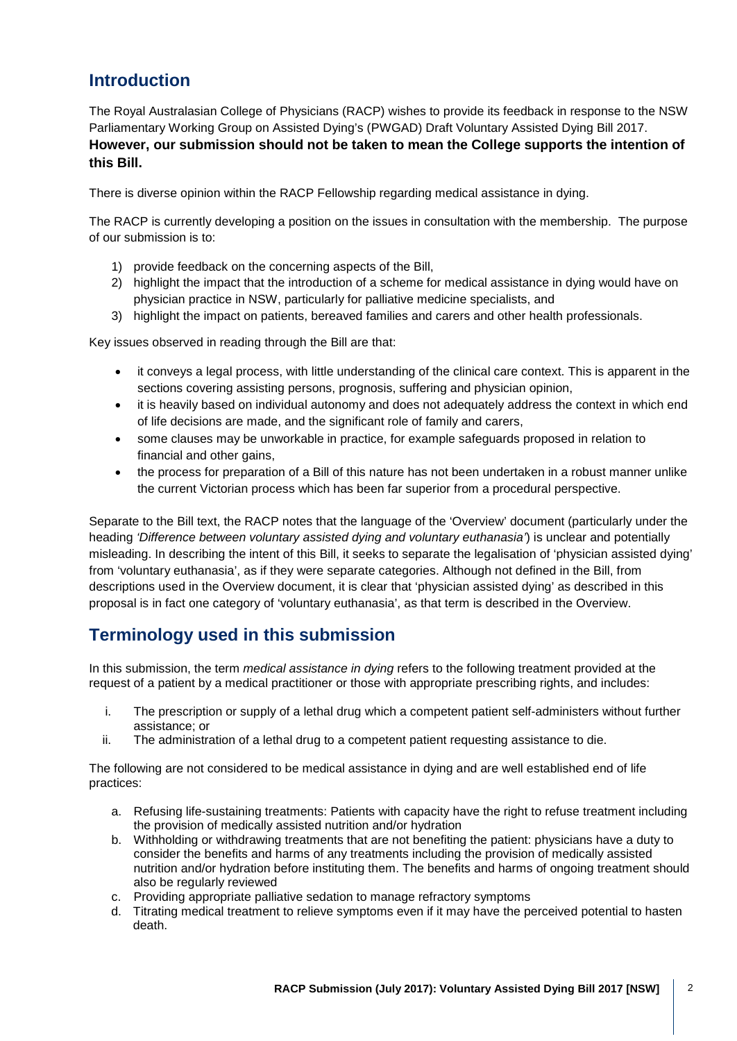## Introduction

The Royal Australasian College of Physicians (RACP) wishes to provide its feedback in response to the NSW Parliamentary Working Group on Assisted Dying's (PWGAD) Draft Voluntary Assisted Dying Bill 2017. **However, our submission should not be taken to mean the College supports the intention of this Bill.**

There is diverse opinion within the RACP Fellowship regarding medical assistance in dying.

The RACP is currently developing a position on the issues in consultation with the membership. The purpose of our submission is to:

1) provide feedback on the concerning aspects of the Bill,
2) highlight the impact that the introduction of a scheme for medical assistance in dying would have on physician practice in NSW, particularly for palliative medicine specialists, and
3) highlight the impact on patients, bereaved families and carers and other health professionals.

Key issues observed in reading through the Bill are that:

- it conveys a legal process, with little understanding of the clinical care context. This is apparent in the sections covering assisting persons, prognosis, suffering and physician opinion,
- it is heavily based on individual autonomy and does not adequately address the context in which end of life decisions are made, and the significant role of family and carers,
- some clauses may be unworkable in practice, for example safeguards proposed in relation to financial and other gains,
- the process for preparation of a Bill of this nature has not been undertaken in a robust manner unlike the current Victorian process which has been far superior from a procedural perspective.

Separate to the Bill text, the RACP notes that the language of the 'Overview' document (particularly under the heading *'Difference between voluntary assisted dying and voluntary euthanasia'*) is unclear and potentially misleading. In describing the intent of this Bill, it seeks to separate the legalisation of 'physician assisted dying' from 'voluntary euthanasia', as if they were separate categories. Although not defined in the Bill, from descriptions used in the Overview document, it is clear that 'physician assisted dying' as described in this proposal is in fact one category of 'voluntary euthanasia', as that term is described in the Overview.

## Terminology used in this submission

In this submission, the term *medical assistance in dying* refers to the following treatment provided at the request of a patient by a medical practitioner or those with appropriate prescribing rights, and includes:

i. The prescription or supply of a lethal drug which a competent patient self-administers without further assistance; or
ii. The administration of a lethal drug to a competent patient requesting assistance to die.

The following are not considered to be medical assistance in dying and are well established end of life practices:

a. Refusing life-sustaining treatments: Patients with capacity have the right to refuse treatment including the provision of medically assisted nutrition and/or hydration
b. Withholding or withdrawing treatments that are not benefiting the patient: physicians have a duty to consider the benefits and harms of any treatments including the provision of medically assisted nutrition and/or hydration before instituting them. The benefits and harms of ongoing treatment should also be regularly reviewed
c. Providing appropriate palliative sedation to manage refractory symptoms
d. Titrating medical treatment to relieve symptoms even if it may have the perceived potential to hasten death.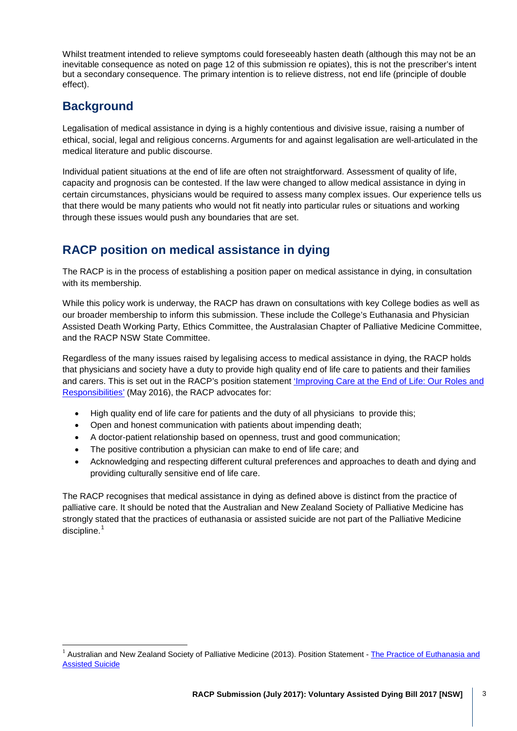Whilst treatment intended to relieve symptoms could foreseeably hasten death (although this may not be an inevitable consequence as noted on page 12 of this submission re opiates), this is not the prescriber's intent but a secondary consequence. The primary intention is to relieve distress, not end life (principle of double effect).

## Background

Legalisation of medical assistance in dying is a highly contentious and divisive issue, raising a number of ethical, social, legal and religious concerns. Arguments for and against legalisation are well-articulated in the medical literature and public discourse.

Individual patient situations at the end of life are often not straightforward. Assessment of quality of life, capacity and prognosis can be contested. If the law were changed to allow medical assistance in dying in certain circumstances, physicians would be required to assess many complex issues. Our experience tells us that there would be many patients who would not fit neatly into particular rules or situations and working through these issues would push any boundaries that are set.

## RACP position on medical assistance in dying

The RACP is in the process of establishing a position paper on medical assistance in dying, in consultation with its membership.

While this policy work is underway, the RACP has drawn on consultations with key College bodies as well as our broader membership to inform this submission. These include the College's Euthanasia and Physician Assisted Death Working Party, Ethics Committee, the Australasian Chapter of Palliative Medicine Committee, and the RACP NSW State Committee.

Regardless of the many issues raised by legalising access to medical assistance in dying, the RACP holds that physicians and society have a duty to provide high quality end of life care to patients and their families and carers. This is set out in the RACP's position statement 'Improving Care at the End of Life: Our Roles and Responsibilities' (May 2016), the RACP advocates for:

- High quality end of life care for patients and the duty of all physicians to provide this;
- Open and honest communication with patients about impending death;
- A doctor-patient relationship based on openness, trust and good communication;
- The positive contribution a physician can make to end of life care; and
- Acknowledging and respecting different cultural preferences and approaches to death and dying and providing culturally sensitive end of life care.

The RACP recognises that medical assistance in dying as defined above is distinct from the practice of palliative care. It should be noted that the Australian and New Zealand Society of Palliative Medicine has strongly stated that the practices of euthanasia or assisted suicide are not part of the Palliative Medicine discipline.[1]

[1] Australian and New Zealand Society of Palliative Medicine (2013). Position Statement - The Practice of Euthanasia and Assisted Suicide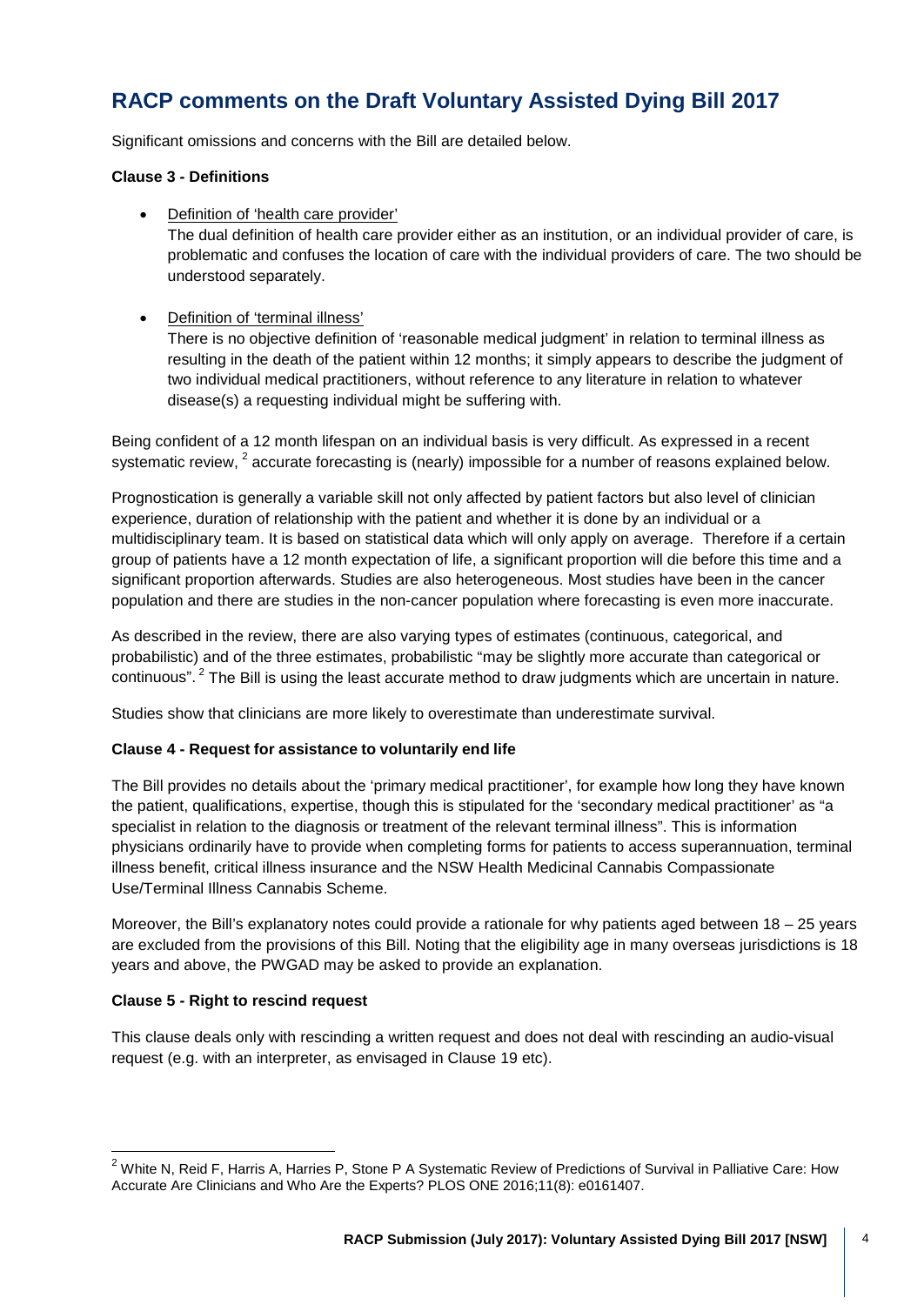## RACP comments on the Draft Voluntary Assisted Dying Bill 2017

Significant omissions and concerns with the Bill are detailed below.

**Clause 3 - Definitions**

- Definition of 'health care provider'
  The dual definition of health care provider either as an institution, or an individual provider of care, is problematic and confuses the location of care with the individual providers of care. The two should be understood separately.

- Definition of 'terminal illness'
  There is no objective definition of 'reasonable medical judgment' in relation to terminal illness as resulting in the death of the patient within 12 months; it simply appears to describe the judgment of two individual medical practitioners, without reference to any literature in relation to whatever disease(s) a requesting individual might be suffering with.

Being confident of a 12 month lifespan on an individual basis is very difficult. As expressed in a recent systematic review, [2] accurate forecasting is (nearly) impossible for a number of reasons explained below.

Prognostication is generally a variable skill not only affected by patient factors but also level of clinician experience, duration of relationship with the patient and whether it is done by an individual or a multidisciplinary team. It is based on statistical data which will only apply on average. Therefore if a certain group of patients have a 12 month expectation of life, a significant proportion will die before this time and a significant proportion afterwards. Studies are also heterogeneous. Most studies have been in the cancer population and there are studies in the non-cancer population where forecasting is even more inaccurate.

As described in the review, there are also varying types of estimates (continuous, categorical, and probabilistic) and of the three estimates, probabilistic "may be slightly more accurate than categorical or continuous". [2] The Bill is using the least accurate method to draw judgments which are uncertain in nature.

Studies show that clinicians are more likely to overestimate than underestimate survival.

**Clause 4 - Request for assistance to voluntarily end life**

The Bill provides no details about the 'primary medical practitioner', for example how long they have known the patient, qualifications, expertise, though this is stipulated for the 'secondary medical practitioner' as "a specialist in relation to the diagnosis or treatment of the relevant terminal illness". This is information physicians ordinarily have to provide when completing forms for patients to access superannuation, terminal illness benefit, critical illness insurance and the NSW Health Medicinal Cannabis Compassionate Use/Terminal Illness Cannabis Scheme.

Moreover, the Bill's explanatory notes could provide a rationale for why patients aged between 18 – 25 years are excluded from the provisions of this Bill. Noting that the eligibility age in many overseas jurisdictions is 18 years and above, the PWGAD may be asked to provide an explanation.

**Clause 5 - Right to rescind request**

This clause deals only with rescinding a written request and does not deal with rescinding an audio-visual request (e.g. with an interpreter, as envisaged in Clause 19 etc).

---

[2] White N, Reid F, Harris A, Harries P, Stone P A Systematic Review of Predictions of Survival in Palliative Care: How Accurate Are Clinicians and Who Are the Experts? PLOS ONE 2016;11(8): e0161407.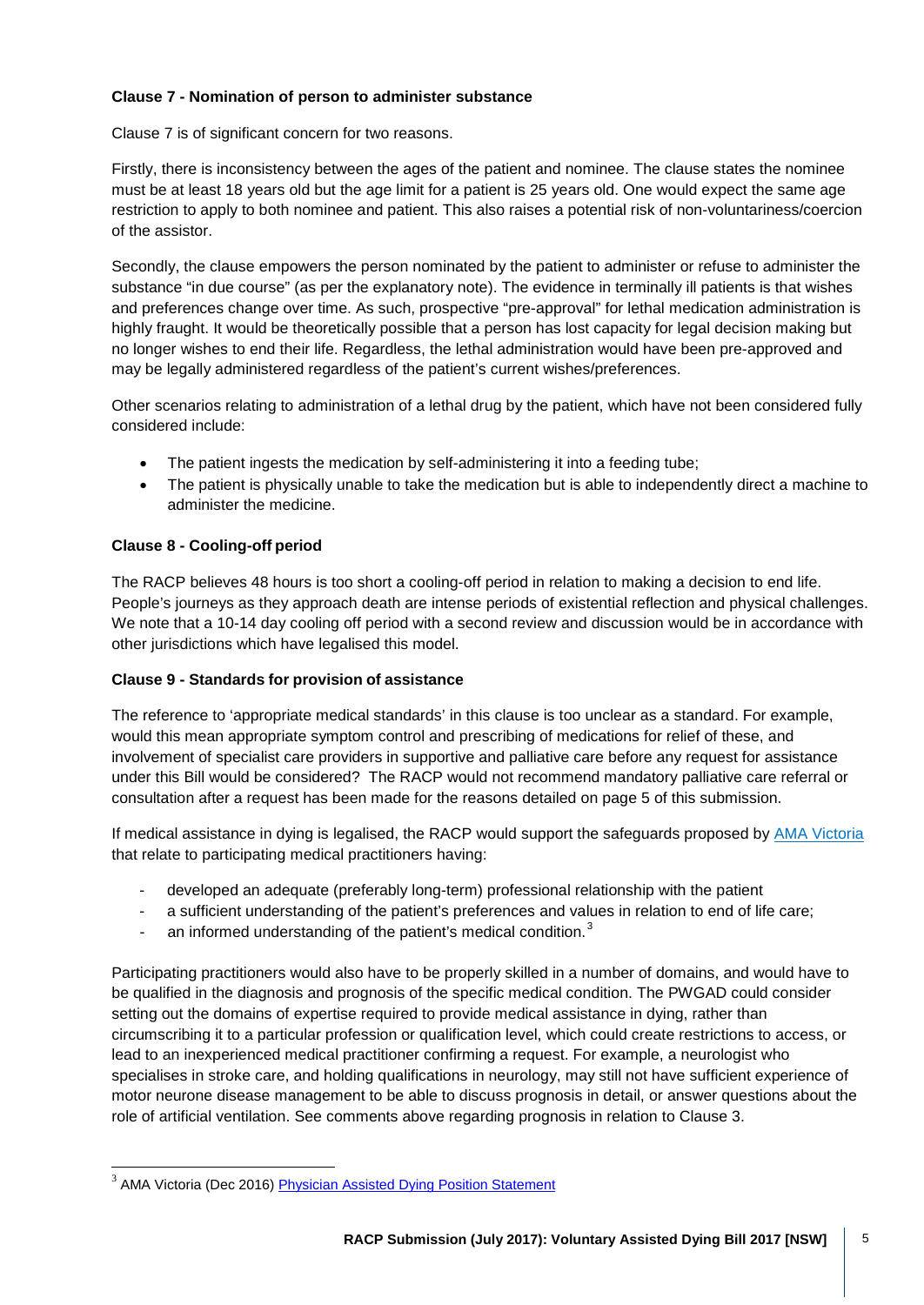**Clause 7 - Nomination of person to administer substance**

Clause 7 is of significant concern for two reasons.

Firstly, there is inconsistency between the ages of the patient and nominee. The clause states the nominee must be at least 18 years old but the age limit for a patient is 25 years old. One would expect the same age restriction to apply to both nominee and patient. This also raises a potential risk of non-voluntariness/coercion of the assistor.

Secondly, the clause empowers the person nominated by the patient to administer or refuse to administer the substance "in due course" (as per the explanatory note). The evidence in terminally ill patients is that wishes and preferences change over time. As such, prospective "pre-approval" for lethal medication administration is highly fraught. It would be theoretically possible that a person has lost capacity for legal decision making but no longer wishes to end their life. Regardless, the lethal administration would have been pre-approved and may be legally administered regardless of the patient's current wishes/preferences.

Other scenarios relating to administration of a lethal drug by the patient, which have not been considered fully considered include:

- The patient ingests the medication by self-administering it into a feeding tube;
- The patient is physically unable to take the medication but is able to independently direct a machine to administer the medicine.

**Clause 8 - Cooling-off period**

The RACP believes 48 hours is too short a cooling-off period in relation to making a decision to end life. People's journeys as they approach death are intense periods of existential reflection and physical challenges. We note that a 10-14 day cooling off period with a second review and discussion would be in accordance with other jurisdictions which have legalised this model.

**Clause 9 - Standards for provision of assistance**

The reference to 'appropriate medical standards' in this clause is too unclear as a standard. For example, would this mean appropriate symptom control and prescribing of medications for relief of these, and involvement of specialist care providers in supportive and palliative care before any request for assistance under this Bill would be considered? The RACP would not recommend mandatory palliative care referral or consultation after a request has been made for the reasons detailed on page 5 of this submission.

If medical assistance in dying is legalised, the RACP would support the safeguards proposed by AMA Victoria that relate to participating medical practitioners having:

- developed an adequate (preferably long-term) professional relationship with the patient
- a sufficient understanding of the patient's preferences and values in relation to end of life care;
- an informed understanding of the patient's medical condition.[3]

Participating practitioners would also have to be properly skilled in a number of domains, and would have to be qualified in the diagnosis and prognosis of the specific medical condition. The PWGAD could consider setting out the domains of expertise required to provide medical assistance in dying, rather than circumscribing it to a particular profession or qualification level, which could create restrictions to access, or lead to an inexperienced medical practitioner confirming a request. For example, a neurologist who specialises in stroke care, and holding qualifications in neurology, may still not have sufficient experience of motor neurone disease management to be able to discuss prognosis in detail, or answer questions about the role of artificial ventilation. See comments above regarding prognosis in relation to Clause 3.

---

[3] AMA Victoria (Dec 2016) Physician Assisted Dying Position Statement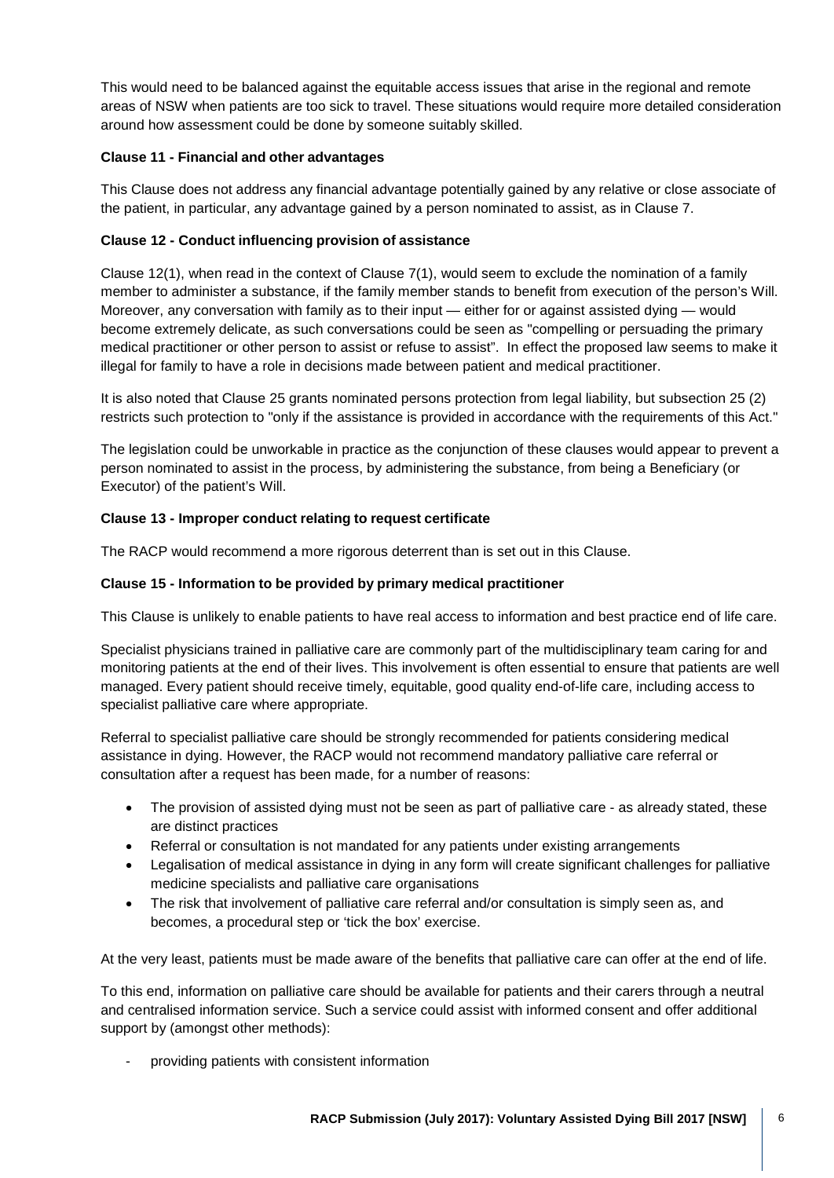This would need to be balanced against the equitable access issues that arise in the regional and remote areas of NSW when patients are too sick to travel. These situations would require more detailed consideration around how assessment could be done by someone suitably skilled.

**Clause 11 - Financial and other advantages**

This Clause does not address any financial advantage potentially gained by any relative or close associate of the patient, in particular, any advantage gained by a person nominated to assist, as in Clause 7.

**Clause 12 - Conduct influencing provision of assistance**

Clause 12(1), when read in the context of Clause 7(1), would seem to exclude the nomination of a family member to administer a substance, if the family member stands to benefit from execution of the person's Will. Moreover, any conversation with family as to their input — either for or against assisted dying — would become extremely delicate, as such conversations could be seen as "compelling or persuading the primary medical practitioner or other person to assist or refuse to assist". In effect the proposed law seems to make it illegal for family to have a role in decisions made between patient and medical practitioner.

It is also noted that Clause 25 grants nominated persons protection from legal liability, but subsection 25 (2) restricts such protection to "only if the assistance is provided in accordance with the requirements of this Act."

The legislation could be unworkable in practice as the conjunction of these clauses would appear to prevent a person nominated to assist in the process, by administering the substance, from being a Beneficiary (or Executor) of the patient's Will.

**Clause 13 - Improper conduct relating to request certificate**

The RACP would recommend a more rigorous deterrent than is set out in this Clause.

**Clause 15 - Information to be provided by primary medical practitioner**

This Clause is unlikely to enable patients to have real access to information and best practice end of life care.

Specialist physicians trained in palliative care are commonly part of the multidisciplinary team caring for and monitoring patients at the end of their lives. This involvement is often essential to ensure that patients are well managed. Every patient should receive timely, equitable, good quality end-of-life care, including access to specialist palliative care where appropriate.

Referral to specialist palliative care should be strongly recommended for patients considering medical assistance in dying. However, the RACP would not recommend mandatory palliative care referral or consultation after a request has been made, for a number of reasons:

- The provision of assisted dying must not be seen as part of palliative care - as already stated, these are distinct practices
- Referral or consultation is not mandated for any patients under existing arrangements
- Legalisation of medical assistance in dying in any form will create significant challenges for palliative medicine specialists and palliative care organisations
- The risk that involvement of palliative care referral and/or consultation is simply seen as, and becomes, a procedural step or 'tick the box' exercise.

At the very least, patients must be made aware of the benefits that palliative care can offer at the end of life.

To this end, information on palliative care should be available for patients and their carers through a neutral and centralised information service. Such a service could assist with informed consent and offer additional support by (amongst other methods):

- providing patients with consistent information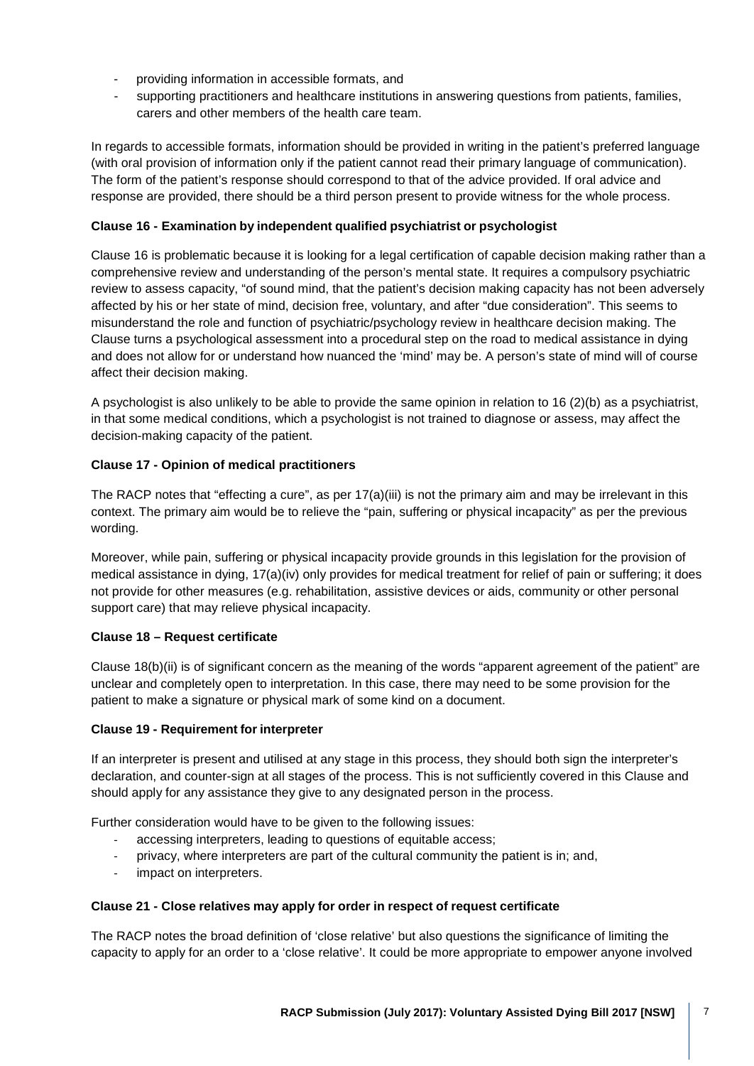- providing information in accessible formats, and
- supporting practitioners and healthcare institutions in answering questions from patients, families, carers and other members of the health care team.

In regards to accessible formats, information should be provided in writing in the patient's preferred language (with oral provision of information only if the patient cannot read their primary language of communication). The form of the patient's response should correspond to that of the advice provided. If oral advice and response are provided, there should be a third person present to provide witness for the whole process.

**Clause 16 - Examination by independent qualified psychiatrist or psychologist**

Clause 16 is problematic because it is looking for a legal certification of capable decision making rather than a comprehensive review and understanding of the person's mental state. It requires a compulsory psychiatric review to assess capacity, "of sound mind, that the patient's decision making capacity has not been adversely affected by his or her state of mind, decision free, voluntary, and after "due consideration". This seems to misunderstand the role and function of psychiatric/psychology review in healthcare decision making. The Clause turns a psychological assessment into a procedural step on the road to medical assistance in dying and does not allow for or understand how nuanced the 'mind' may be. A person's state of mind will of course affect their decision making.

A psychologist is also unlikely to be able to provide the same opinion in relation to 16 (2)(b) as a psychiatrist, in that some medical conditions, which a psychologist is not trained to diagnose or assess, may affect the decision-making capacity of the patient.

**Clause 17 - Opinion of medical practitioners**

The RACP notes that "effecting a cure", as per 17(a)(iii) is not the primary aim and may be irrelevant in this context. The primary aim would be to relieve the "pain, suffering or physical incapacity" as per the previous wording.

Moreover, while pain, suffering or physical incapacity provide grounds in this legislation for the provision of medical assistance in dying, 17(a)(iv) only provides for medical treatment for relief of pain or suffering; it does not provide for other measures (e.g. rehabilitation, assistive devices or aids, community or other personal support care) that may relieve physical incapacity.

**Clause 18 – Request certificate**

Clause 18(b)(ii) is of significant concern as the meaning of the words "apparent agreement of the patient" are unclear and completely open to interpretation. In this case, there may need to be some provision for the patient to make a signature or physical mark of some kind on a document.

**Clause 19 - Requirement for interpreter**

If an interpreter is present and utilised at any stage in this process, they should both sign the interpreter's declaration, and counter-sign at all stages of the process. This is not sufficiently covered in this Clause and should apply for any assistance they give to any designated person in the process.

Further consideration would have to be given to the following issues:

- accessing interpreters, leading to questions of equitable access;
- privacy, where interpreters are part of the cultural community the patient is in; and,
- impact on interpreters.

**Clause 21 - Close relatives may apply for order in respect of request certificate**

The RACP notes the broad definition of 'close relative' but also questions the significance of limiting the capacity to apply for an order to a 'close relative'. It could be more appropriate to empower anyone involved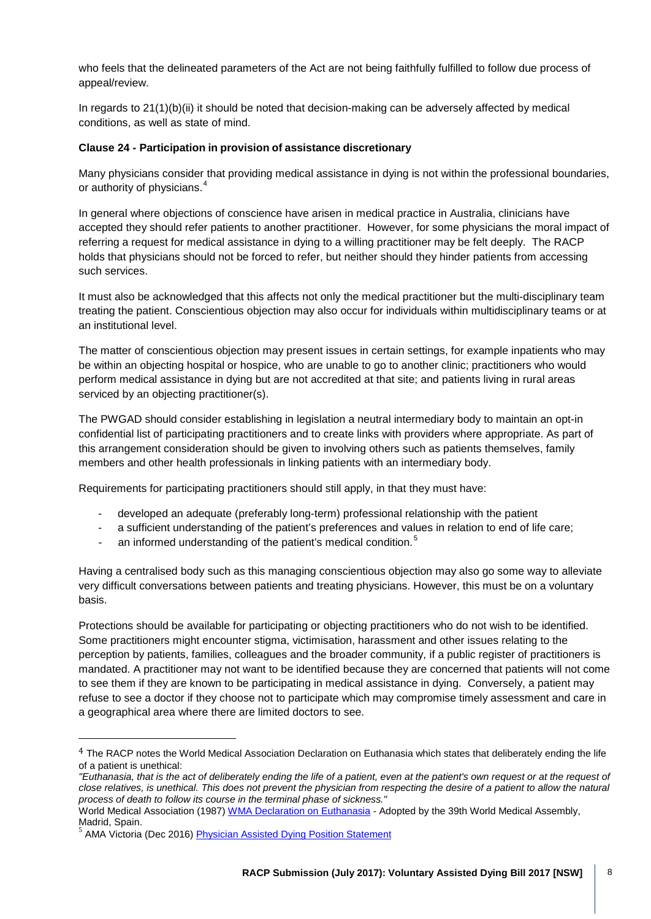who feels that the delineated parameters of the Act are not being faithfully fulfilled to follow due process of appeal/review.

In regards to 21(1)(b)(ii) it should be noted that decision-making can be adversely affected by medical conditions, as well as state of mind.

**Clause 24 - Participation in provision of assistance discretionary**

Many physicians consider that providing medical assistance in dying is not within the professional boundaries, or authority of physicians.[4]

In general where objections of conscience have arisen in medical practice in Australia, clinicians have accepted they should refer patients to another practitioner. However, for some physicians the moral impact of referring a request for medical assistance in dying to a willing practitioner may be felt deeply. The RACP holds that physicians should not be forced to refer, but neither should they hinder patients from accessing such services.

It must also be acknowledged that this affects not only the medical practitioner but the multi-disciplinary team treating the patient. Conscientious objection may also occur for individuals within multidisciplinary teams or at an institutional level.

The matter of conscientious objection may present issues in certain settings, for example inpatients who may be within an objecting hospital or hospice, who are unable to go to another clinic; practitioners who would perform medical assistance in dying but are not accredited at that site; and patients living in rural areas serviced by an objecting practitioner(s).

The PWGAD should consider establishing in legislation a neutral intermediary body to maintain an opt-in confidential list of participating practitioners and to create links with providers where appropriate. As part of this arrangement consideration should be given to involving others such as patients themselves, family members and other health professionals in linking patients with an intermediary body.

Requirements for participating practitioners should still apply, in that they must have:

- developed an adequate (preferably long-term) professional relationship with the patient
- a sufficient understanding of the patient's preferences and values in relation to end of life care;
- an informed understanding of the patient's medical condition.[5]

Having a centralised body such as this managing conscientious objection may also go some way to alleviate very difficult conversations between patients and treating physicians. However, this must be on a voluntary basis.

Protections should be available for participating or objecting practitioners who do not wish to be identified. Some practitioners might encounter stigma, victimisation, harassment and other issues relating to the perception by patients, families, colleagues and the broader community, if a public register of practitioners is mandated. A practitioner may not want to be identified because they are concerned that patients will not come to see them if they are known to be participating in medical assistance in dying. Conversely, a patient may refuse to see a doctor if they choose not to participate which may compromise timely assessment and care in a geographical area where there are limited doctors to see.

---

[4] The RACP notes the World Medical Association Declaration on Euthanasia which states that deliberately ending the life of a patient is unethical:
*"Euthanasia, that is the act of deliberately ending the life of a patient, even at the patient's own request or at the request of close relatives, is unethical. This does not prevent the physician from respecting the desire of a patient to allow the natural process of death to follow its course in the terminal phase of sickness."*
World Medical Association (1987) WMA Declaration on Euthanasia - Adopted by the 39th World Medical Assembly, Madrid, Spain.

[5] AMA Victoria (Dec 2016) Physician Assisted Dying Position Statement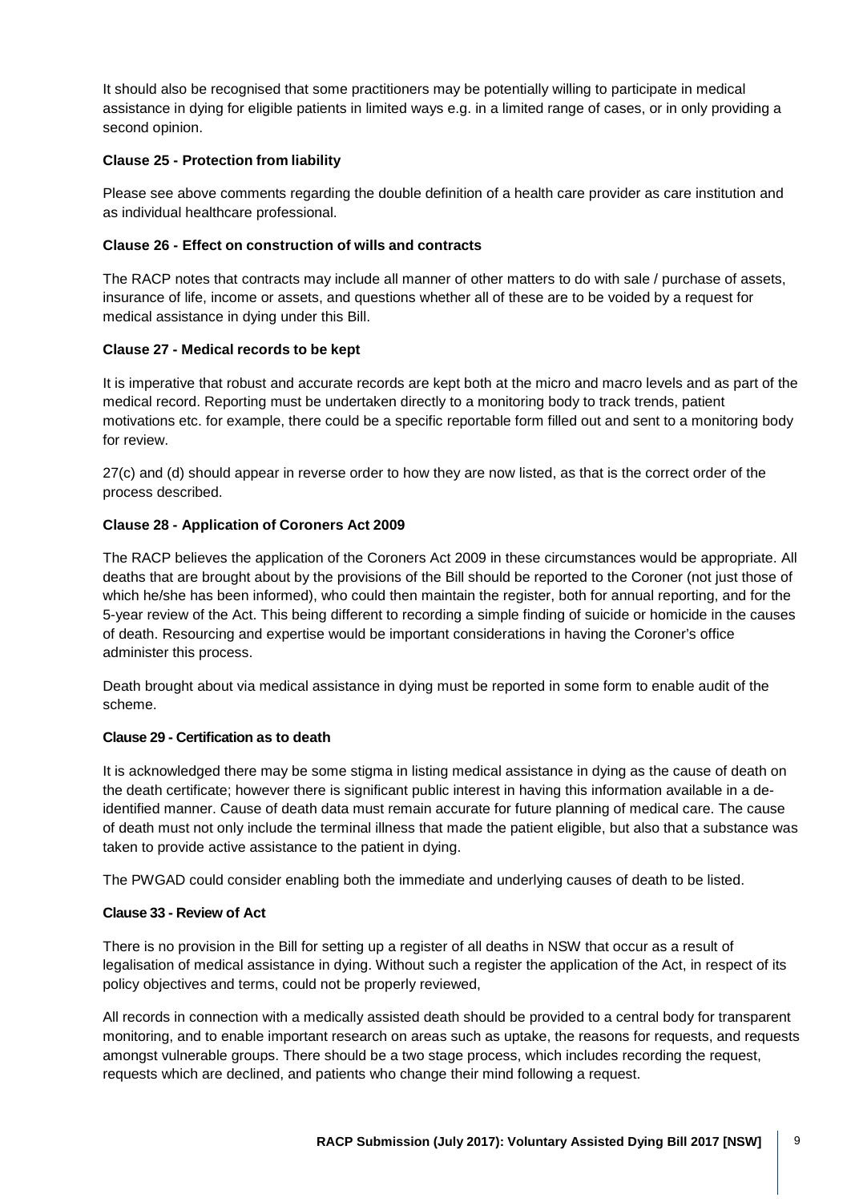It should also be recognised that some practitioners may be potentially willing to participate in medical assistance in dying for eligible patients in limited ways e.g. in a limited range of cases, or in only providing a second opinion.

**Clause 25 - Protection from liability**

Please see above comments regarding the double definition of a health care provider as care institution and as individual healthcare professional.

**Clause 26 - Effect on construction of wills and contracts**

The RACP notes that contracts may include all manner of other matters to do with sale / purchase of assets, insurance of life, income or assets, and questions whether all of these are to be voided by a request for medical assistance in dying under this Bill.

**Clause 27 - Medical records to be kept**

It is imperative that robust and accurate records are kept both at the micro and macro levels and as part of the medical record. Reporting must be undertaken directly to a monitoring body to track trends, patient motivations etc. for example, there could be a specific reportable form filled out and sent to a monitoring body for review.

27(c) and (d) should appear in reverse order to how they are now listed, as that is the correct order of the process described.

**Clause 28 - Application of Coroners Act 2009**

The RACP believes the application of the Coroners Act 2009 in these circumstances would be appropriate. All deaths that are brought about by the provisions of the Bill should be reported to the Coroner (not just those of which he/she has been informed), who could then maintain the register, both for annual reporting, and for the 5-year review of the Act. This being different to recording a simple finding of suicide or homicide in the causes of death. Resourcing and expertise would be important considerations in having the Coroner's office administer this process.

Death brought about via medical assistance in dying must be reported in some form to enable audit of the scheme.

**Clause 29 - Certification as to death**

It is acknowledged there may be some stigma in listing medical assistance in dying as the cause of death on the death certificate; however there is significant public interest in having this information available in a de-identified manner. Cause of death data must remain accurate for future planning of medical care. The cause of death must not only include the terminal illness that made the patient eligible, but also that a substance was taken to provide active assistance to the patient in dying.

The PWGAD could consider enabling both the immediate and underlying causes of death to be listed.

**Clause 33 - Review of Act**

There is no provision in the Bill for setting up a register of all deaths in NSW that occur as a result of legalisation of medical assistance in dying. Without such a register the application of the Act, in respect of its policy objectives and terms, could not be properly reviewed,

All records in connection with a medically assisted death should be provided to a central body for transparent monitoring, and to enable important research on areas such as uptake, the reasons for requests, and requests amongst vulnerable groups. There should be a two stage process, which includes recording the request, requests which are declined, and patients who change their mind following a request.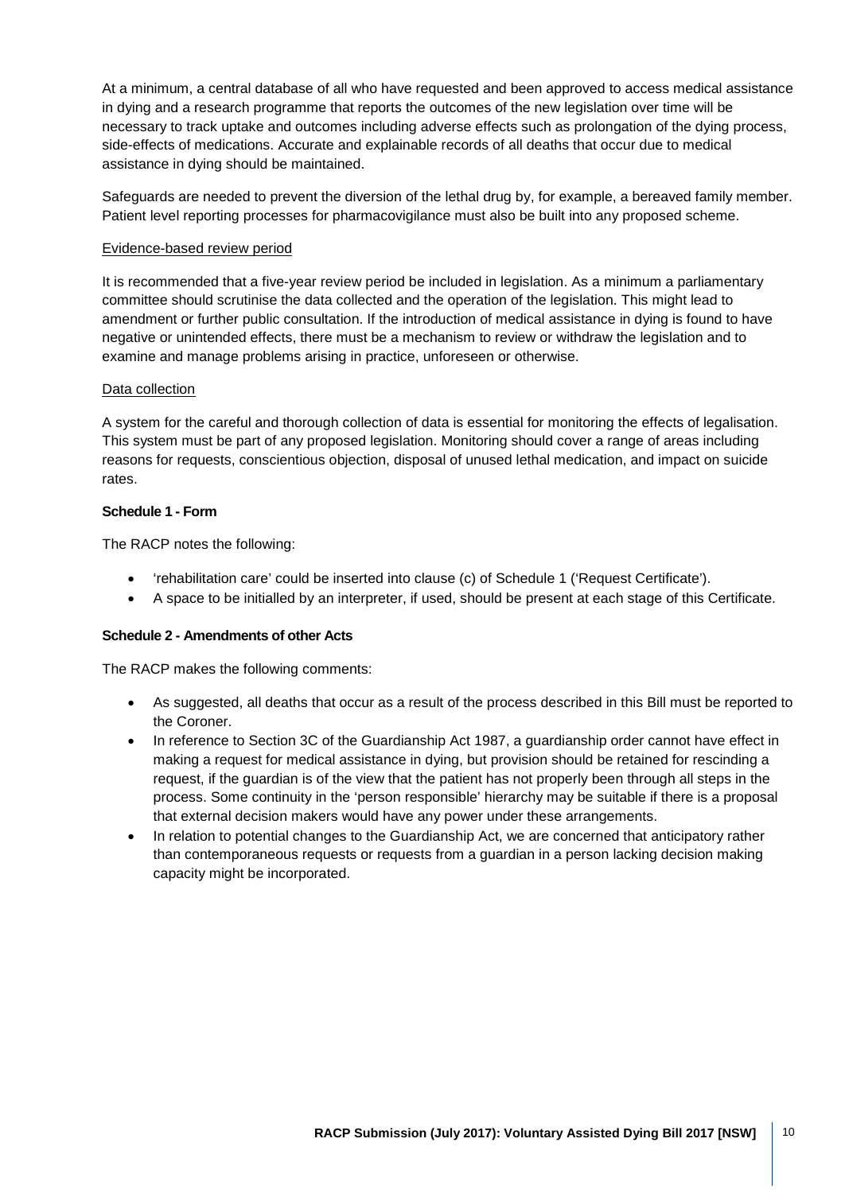At a minimum, a central database of all who have requested and been approved to access medical assistance in dying and a research programme that reports the outcomes of the new legislation over time will be necessary to track uptake and outcomes including adverse effects such as prolongation of the dying process, side-effects of medications. Accurate and explainable records of all deaths that occur due to medical assistance in dying should be maintained.

Safeguards are needed to prevent the diversion of the lethal drug by, for example, a bereaved family member. Patient level reporting processes for pharmacovigilance must also be built into any proposed scheme.

Evidence-based review period

It is recommended that a five-year review period be included in legislation. As a minimum a parliamentary committee should scrutinise the data collected and the operation of the legislation. This might lead to amendment or further public consultation. If the introduction of medical assistance in dying is found to have negative or unintended effects, there must be a mechanism to review or withdraw the legislation and to examine and manage problems arising in practice, unforeseen or otherwise.

Data collection

A system for the careful and thorough collection of data is essential for monitoring the effects of legalisation. This system must be part of any proposed legislation. Monitoring should cover a range of areas including reasons for requests, conscientious objection, disposal of unused lethal medication, and impact on suicide rates.

**Schedule 1 - Form**

The RACP notes the following:

- 'rehabilitation care' could be inserted into clause (c) of Schedule 1 ('Request Certificate').
- A space to be initialled by an interpreter, if used, should be present at each stage of this Certificate.

**Schedule 2 - Amendments of other Acts**

The RACP makes the following comments:

- As suggested, all deaths that occur as a result of the process described in this Bill must be reported to the Coroner.
- In reference to Section 3C of the Guardianship Act 1987, a guardianship order cannot have effect in making a request for medical assistance in dying, but provision should be retained for rescinding a request, if the guardian is of the view that the patient has not properly been through all steps in the process. Some continuity in the 'person responsible' hierarchy may be suitable if there is a proposal that external decision makers would have any power under these arrangements.
- In relation to potential changes to the Guardianship Act, we are concerned that anticipatory rather than contemporaneous requests or requests from a guardian in a person lacking decision making capacity might be incorporated.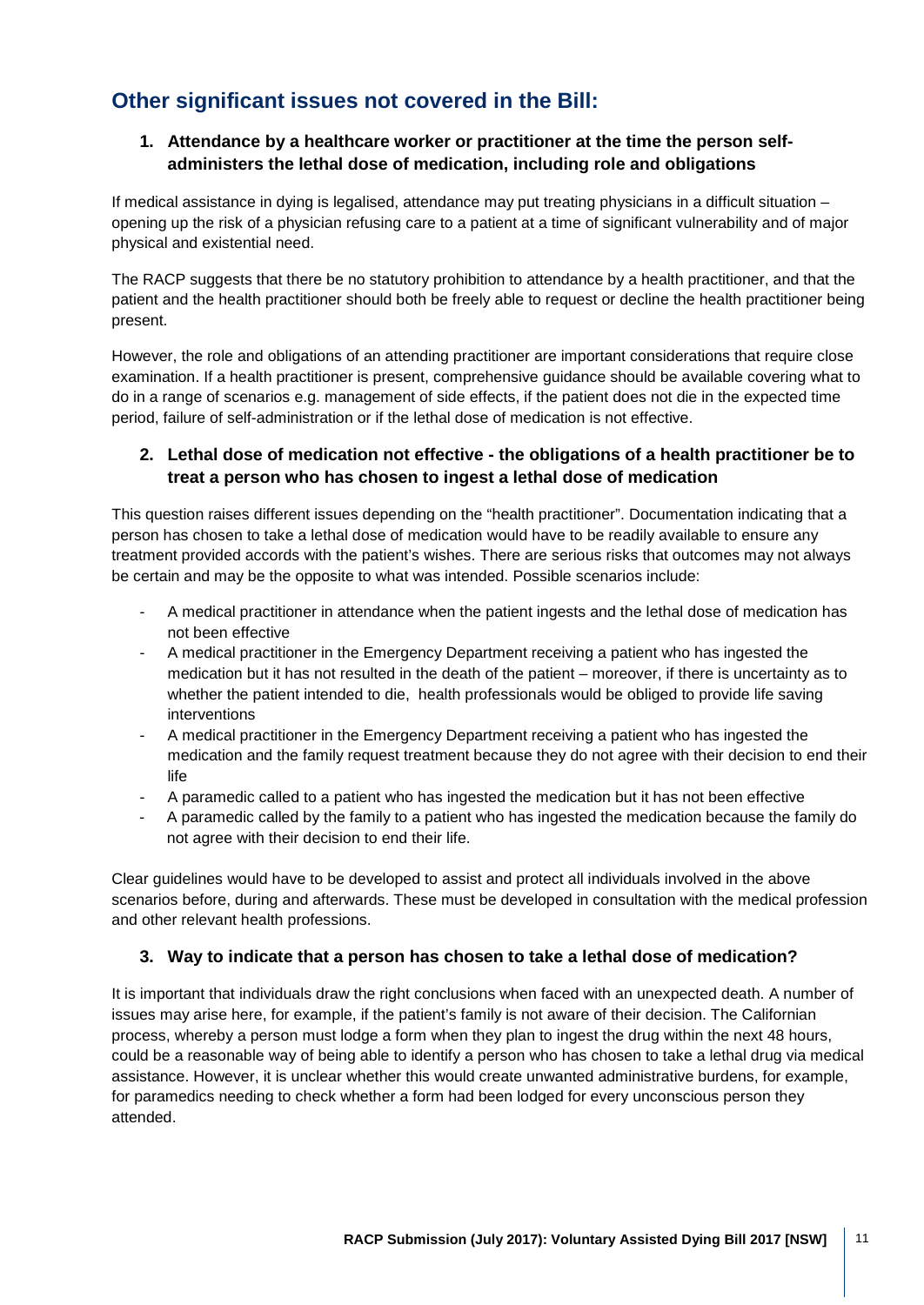## Other significant issues not covered in the Bill:

### 1. Attendance by a healthcare worker or practitioner at the time the person self-administers the lethal dose of medication, including role and obligations

If medical assistance in dying is legalised, attendance may put treating physicians in a difficult situation – opening up the risk of a physician refusing care to a patient at a time of significant vulnerability and of major physical and existential need.

The RACP suggests that there be no statutory prohibition to attendance by a health practitioner, and that the patient and the health practitioner should both be freely able to request or decline the health practitioner being present.

However, the role and obligations of an attending practitioner are important considerations that require close examination. If a health practitioner is present, comprehensive guidance should be available covering what to do in a range of scenarios e.g. management of side effects, if the patient does not die in the expected time period, failure of self-administration or if the lethal dose of medication is not effective.

### 2. Lethal dose of medication not effective - the obligations of a health practitioner be to treat a person who has chosen to ingest a lethal dose of medication

This question raises different issues depending on the "health practitioner". Documentation indicating that a person has chosen to take a lethal dose of medication would have to be readily available to ensure any treatment provided accords with the patient's wishes. There are serious risks that outcomes may not always be certain and may be the opposite to what was intended. Possible scenarios include:

- A medical practitioner in attendance when the patient ingests and the lethal dose of medication has not been effective
- A medical practitioner in the Emergency Department receiving a patient who has ingested the medication but it has not resulted in the death of the patient – moreover, if there is uncertainty as to whether the patient intended to die, health professionals would be obliged to provide life saving interventions
- A medical practitioner in the Emergency Department receiving a patient who has ingested the medication and the family request treatment because they do not agree with their decision to end their life
- A paramedic called to a patient who has ingested the medication but it has not been effective
- A paramedic called by the family to a patient who has ingested the medication because the family do not agree with their decision to end their life.

Clear guidelines would have to be developed to assist and protect all individuals involved in the above scenarios before, during and afterwards. These must be developed in consultation with the medical profession and other relevant health professions.

### 3. Way to indicate that a person has chosen to take a lethal dose of medication?

It is important that individuals draw the right conclusions when faced with an unexpected death. A number of issues may arise here, for example, if the patient's family is not aware of their decision. The Californian process, whereby a person must lodge a form when they plan to ingest the drug within the next 48 hours, could be a reasonable way of being able to identify a person who has chosen to take a lethal drug via medical assistance. However, it is unclear whether this would create unwanted administrative burdens, for example, for paramedics needing to check whether a form had been lodged for every unconscious person they attended.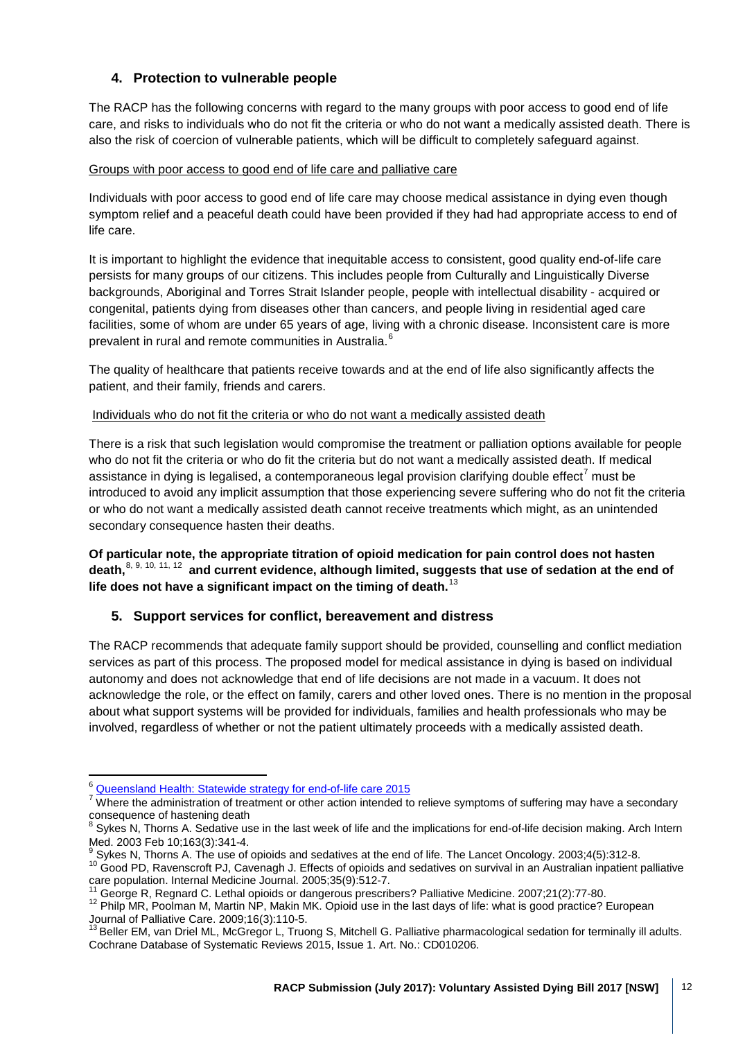## 4. Protection to vulnerable people

The RACP has the following concerns with regard to the many groups with poor access to good end of life care, and risks to individuals who do not fit the criteria or who do not want a medically assisted death. There is also the risk of coercion of vulnerable patients, which will be difficult to completely safeguard against.

<u>Groups with poor access to good end of life care and palliative care</u>

Individuals with poor access to good end of life care may choose medical assistance in dying even though symptom relief and a peaceful death could have been provided if they had had appropriate access to end of life care.

It is important to highlight the evidence that inequitable access to consistent, good quality end-of-life care persists for many groups of our citizens. This includes people from Culturally and Linguistically Diverse backgrounds, Aboriginal and Torres Strait Islander people, people with intellectual disability - acquired or congenital, patients dying from diseases other than cancers, and people living in residential aged care facilities, some of whom are under 65 years of age, living with a chronic disease. Inconsistent care is more prevalent in rural and remote communities in Australia.[6]

The quality of healthcare that patients receive towards and at the end of life also significantly affects the patient, and their family, friends and carers.

<u>Individuals who do not fit the criteria or who do not want a medically assisted death</u>

There is a risk that such legislation would compromise the treatment or palliation options available for people who do not fit the criteria or who do fit the criteria but do not want a medically assisted death. If medical assistance in dying is legalised, a contemporaneous legal provision clarifying double effect[7] must be introduced to avoid any implicit assumption that those experiencing severe suffering who do not fit the criteria or who do not want a medically assisted death cannot receive treatments which might, as an unintended secondary consequence hasten their deaths.

**Of particular note, the appropriate titration of opioid medication for pain control does not hasten death,[8, 9, 10, 11, 12] and current evidence, although limited, suggests that use of sedation at the end of life does not have a significant impact on the timing of death.[13]**

## 5. Support services for conflict, bereavement and distress

The RACP recommends that adequate family support should be provided, counselling and conflict mediation services as part of this process. The proposed model for medical assistance in dying is based on individual autonomy and does not acknowledge that end of life decisions are not made in a vacuum. It does not acknowledge the role, or the effect on family, carers and other loved ones. There is no mention in the proposal about what support systems will be provided for individuals, families and health professionals who may be involved, regardless of whether or not the patient ultimately proceeds with a medically assisted death.

---

[6] Queensland Health: Statewide strategy for end-of-life care 2015

[7] Where the administration of treatment or other action intended to relieve symptoms of suffering may have a secondary consequence of hastening death

[8] Sykes N, Thorns A. Sedative use in the last week of life and the implications for end-of-life decision making. Arch Intern Med. 2003 Feb 10;163(3):341-4.

[9] Sykes N, Thorns A. The use of opioids and sedatives at the end of life. The Lancet Oncology. 2003;4(5):312-8.

[10] Good PD, Ravenscroft PJ, Cavenagh J. Effects of opioids and sedatives on survival in an Australian inpatient palliative care population. Internal Medicine Journal. 2005;35(9):512-7.

[11] George R, Regnard C. Lethal opioids or dangerous prescribers? Palliative Medicine. 2007;21(2):77-80.

[12] Philp MR, Poolman M, Martin NP, Makin MK. Opioid use in the last days of life: what is good practice? European Journal of Palliative Care. 2009;16(3):110-5.

[13] Beller EM, van Driel ML, McGregor L, Truong S, Mitchell G. Palliative pharmacological sedation for terminally ill adults. Cochrane Database of Systematic Reviews 2015, Issue 1. Art. No.: CD010206.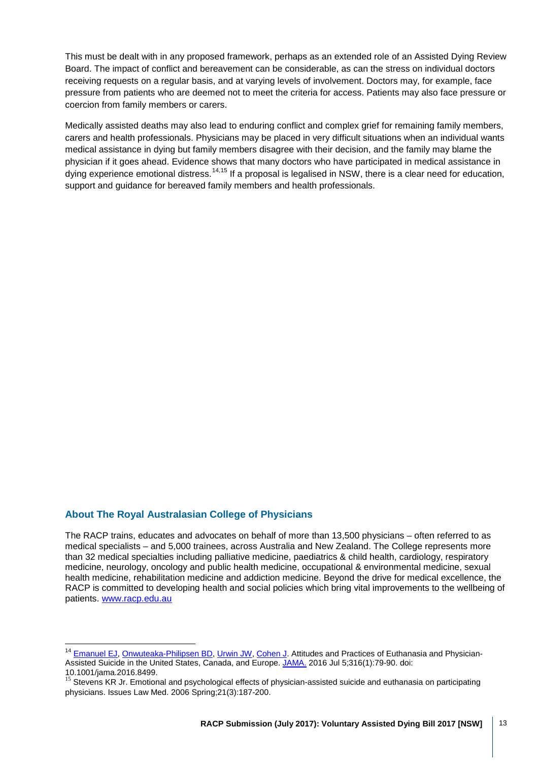This must be dealt with in any proposed framework, perhaps as an extended role of an Assisted Dying Review Board. The impact of conflict and bereavement can be considerable, as can the stress on individual doctors receiving requests on a regular basis, and at varying levels of involvement. Doctors may, for example, face pressure from patients who are deemed not to meet the criteria for access. Patients may also face pressure or coercion from family members or carers.

Medically assisted deaths may also lead to enduring conflict and complex grief for remaining family members, carers and health professionals. Physicians may be placed in very difficult situations when an individual wants medical assistance in dying but family members disagree with their decision, and the family may blame the physician if it goes ahead. Evidence shows that many doctors who have participated in medical assistance in dying experience emotional distress.[14,15] If a proposal is legalised in NSW, there is a clear need for education, support and guidance for bereaved family members and health professionals.

## About The Royal Australasian College of Physicians

The RACP trains, educates and advocates on behalf of more than 13,500 physicians – often referred to as medical specialists – and 5,000 trainees, across Australia and New Zealand. The College represents more than 32 medical specialties including palliative medicine, paediatrics & child health, cardiology, respiratory medicine, neurology, oncology and public health medicine, occupational & environmental medicine, sexual health medicine, rehabilitation medicine and addiction medicine. Beyond the drive for medical excellence, the RACP is committed to developing health and social policies which bring vital improvements to the wellbeing of patients. www.racp.edu.au

---

[14] Emanuel EJ, Onwuteaka-Philipsen BD, Urwin JW, Cohen J. Attitudes and Practices of Euthanasia and Physician-Assisted Suicide in the United States, Canada, and Europe. JAMA. 2016 Jul 5;316(1):79-90. doi: 10.1001/jama.2016.8499.

[15] Stevens KR Jr. Emotional and psychological effects of physician-assisted suicide and euthanasia on participating physicians. Issues Law Med. 2006 Spring;21(3):187-200.